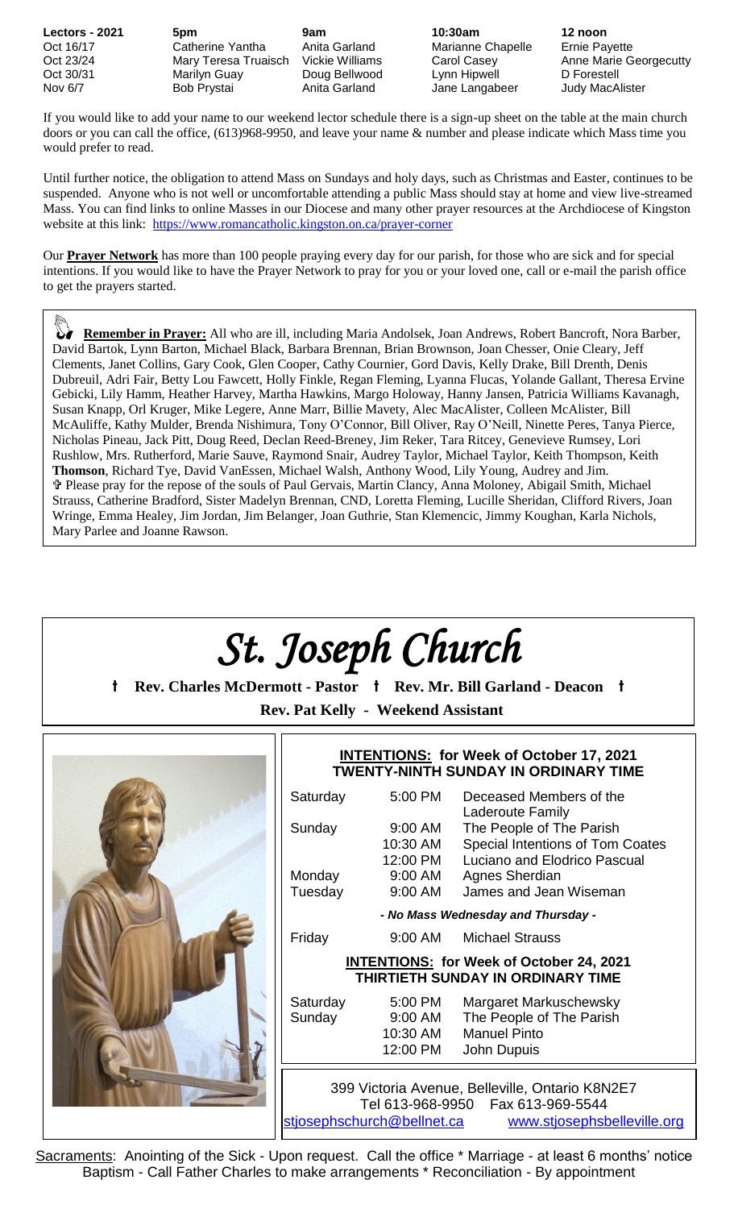| Lectors - 2021 | 5pm | 9am | 10:30am | 12 noon |
|---|---|---|---|---|
| Oct 16/17 | Catherine Yantha | Anita Garland | Marianne Chapelle | Ernie Payette |
| Oct 23/24 | Mary Teresa Truaisch | Vickie Williams | Carol Casey | Anne Marie Georgecutty |
| Oct 30/31 | Marilyn Guay | Doug Bellwood | Lynn Hipwell | D Forestell |
| Nov 6/7 | Bob Prystai | Anita Garland | Jane Langabeer | Judy MacAlister |

If you would like to add your name to our weekend lector schedule there is a sign-up sheet on the table at the main church doors or you can call the office, (613)968-9950, and leave your name & number and please indicate which Mass time you would prefer to read.

Until further notice, the obligation to attend Mass on Sundays and holy days, such as Christmas and Easter, continues to be suspended. Anyone who is not well or uncomfortable attending a public Mass should stay at home and view live-streamed Mass. You can find links to online Masses in our Diocese and many other prayer resources at the Archdiocese of Kingston website at this link: https://www.romancatholic.kingston.on.ca/prayer-corner

Our **Prayer Network** has more than 100 people praying every day for our parish, for those who are sick and for special intentions. If you would like to have the Prayer Network to pray for you or your loved one, call or e-mail the parish office to get the prayers started.

**Remember in Prayer:** All who are ill, including Maria Andolsek, Joan Andrews, Robert Bancroft, Nora Barber, David Bartok, Lynn Barton, Michael Black, Barbara Brennan, Brian Brownson, Joan Chesser, Onie Cleary, Jeff Clements, Janet Collins, Gary Cook, Glen Cooper, Cathy Cournier, Gord Davis, Kelly Drake, Bill Drenth, Denis Dubreuil, Adri Fair, Betty Lou Fawcett, Holly Finkle, Regan Fleming, Lyanna Flucas, Yolande Gallant, Theresa Ervine Gebicki, Lily Hamm, Heather Harvey, Martha Hawkins, Margo Holoway, Hanny Jansen, Patricia Williams Kavanagh, Susan Knapp, Orl Kruger, Mike Legere, Anne Marr, Billie Mavety, Alec MacAlister, Colleen McAlister, Bill McAuliffe, Kathy Mulder, Brenda Nishimura, Tony O'Connor, Bill Oliver, Ray O'Neill, Ninette Peres, Tanya Pierce, Nicholas Pineau, Jack Pitt, Doug Reed, Declan Reed-Breney, Jim Reker, Tara Ritcey, Genevieve Rumsey, Lori Rushlow, Mrs. Rutherford, Marie Sauve, Raymond Snair, Audrey Taylor, Michael Taylor, Keith Thompson, Keith **Thomson**, Richard Tye, David VanEssen, Michael Walsh, Anthony Wood, Lily Young, Audrey and Jim.
✞ Please pray for the repose of the souls of Paul Gervais, Martin Clancy, Anna Moloney, Abigail Smith, Michael Strauss, Catherine Bradford, Sister Madelyn Brennan, CND, Loretta Fleming, Lucille Sheridan, Clifford Rivers, Joan Wringe, Emma Healey, Jim Jordan, Jim Belanger, Joan Guthrie, Stan Klemencic, Jimmy Koughan, Karla Nichols, Mary Parlee and Joanne Rawson.

# *St. Joseph Church*

**† Rev. Charles McDermott - Pastor † Rev. Mr. Bill Garland - Deacon †**

**Rev. Pat Kelly - Weekend Assistant**

**INTENTIONS: for Week of October 17, 2021**
**TWENTY-NINTH SUNDAY IN ORDINARY TIME**

| | | |
|---|---|---|
| Saturday | 5:00 PM | Deceased Members of the Laderoute Family |
| Sunday | 9:00 AM | The People of The Parish |
| | 10:30 AM | Special Intentions of Tom Coates |
| | 12:00 PM | Luciano and Elodrico Pascual |
| Monday | 9:00 AM | Agnes Sherdian |
| Tuesday | 9:00 AM | James and Jean Wiseman |

*- No Mass Wednesday and Thursday -*

| | | |
|---|---|---|
| Friday | 9:00 AM | Michael Strauss |

**INTENTIONS: for Week of October 24, 2021**
**THIRTIETH SUNDAY IN ORDINARY TIME**

| | | |
|---|---|---|
| Saturday | 5:00 PM | Margaret Markuschewsky |
| Sunday | 9:00 AM | The People of The Parish |
| | 10:30 AM | Manuel Pinto |
| | 12:00 PM | John Dupuis |

399 Victoria Avenue, Belleville, Ontario K8N2E7
Tel 613-968-9950 Fax 613-969-5544
stjosephschurch@bellnet.ca www.stjosephsbelleville.org

Sacraments: Anointing of the Sick - Upon request. Call the office * Marriage - at least 6 months' notice
Baptism - Call Father Charles to make arrangements * Reconciliation - By appointment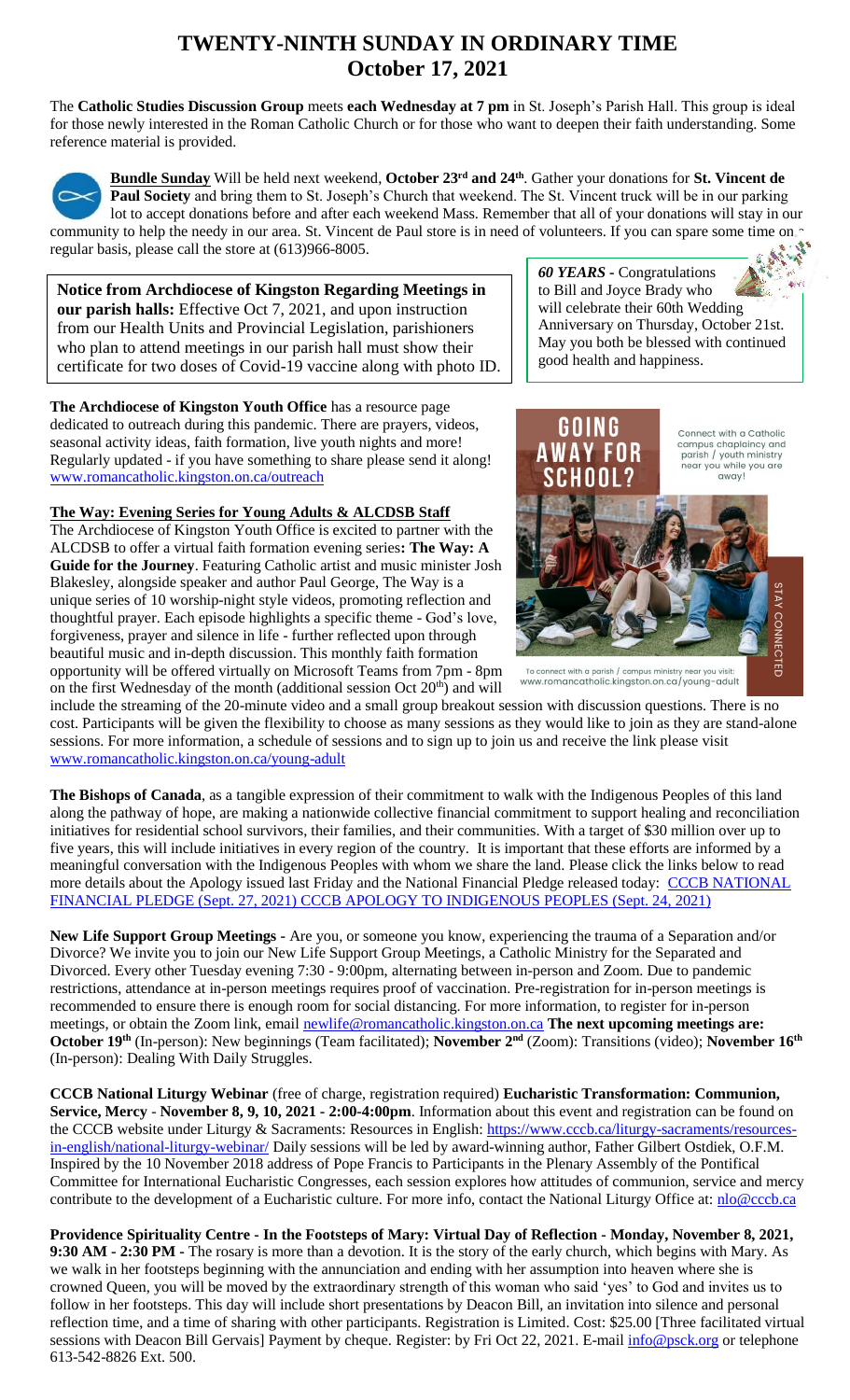# TWENTY-NINTH SUNDAY IN ORDINARY TIME
## October 17, 2021

The **Catholic Studies Discussion Group** meets **each Wednesday at 7 pm** in St. Joseph's Parish Hall. This group is ideal for those newly interested in the Roman Catholic Church or for those who want to deepen their faith understanding. Some reference material is provided.

**Bundle Sunday** Will be held next weekend, **October 23rd and 24th**. Gather your donations for **St. Vincent de Paul Society** and bring them to St. Joseph's Church that weekend. The St. Vincent truck will be in our parking lot to accept donations before and after each weekend Mass. Remember that all of your donations will stay in our community to help the needy in our area. St. Vincent de Paul store is in need of volunteers. If you can spare some time on a regular basis, please call the store at (613)966-8005.

**Notice from Archdiocese of Kingston Regarding Meetings in our parish halls:** Effective Oct 7, 2021, and upon instruction from our Health Units and Provincial Legislation, parishioners who plan to attend meetings in our parish hall must show their certificate for two doses of Covid-19 vaccine along with photo ID.

***60 YEARS*** **-** Congratulations to Bill and Joyce Brady who will celebrate their 60th Wedding Anniversary on Thursday, October 21st. May you both be blessed with continued good health and happiness.

**The Archdiocese of Kingston Youth Office** has a resource page dedicated to outreach during this pandemic. There are prayers, videos, seasonal activity ideas, faith formation, live youth nights and more! Regularly updated - if you have something to share please send it along! www.romancatholic.kingston.on.ca/outreach

**GOING AWAY FOR SCHOOL?** Connect with a Catholic campus chaplaincy and parish / youth ministry near you while you are away! STAY CONNECTED

To connect with a parish / campus ministry near you visit: www.romancatholic.kingston.on.ca/young-adult

**The Way: Evening Series for Young Adults & ALCDSB Staff**

The Archdiocese of Kingston Youth Office is excited to partner with the ALCDSB to offer a virtual faith formation evening series**: The Way: A Guide for the Journey**. Featuring Catholic artist and music minister Josh Blakesley, alongside speaker and author Paul George, The Way is a unique series of 10 worship-night style videos, promoting reflection and thoughtful prayer. Each episode highlights a specific theme - God's love, forgiveness, prayer and silence in life - further reflected upon through beautiful music and in-depth discussion. This monthly faith formation opportunity will be offered virtually on Microsoft Teams from 7pm - 8pm on the first Wednesday of the month (additional session Oct 20th) and will include the streaming of the 20-minute video and a small group breakout session with discussion questions. There is no cost. Participants will be given the flexibility to choose as many sessions as they would like to join as they are stand-alone sessions. For more information, a schedule of sessions and to sign up to join us and receive the link please visit www.romancatholic.kingston.on.ca/young-adult

**The Bishops of Canada**, as a tangible expression of their commitment to walk with the Indigenous Peoples of this land along the pathway of hope, are making a nationwide collective financial commitment to support healing and reconciliation initiatives for residential school survivors, their families, and their communities. With a target of $30 million over up to five years, this will include initiatives in every region of the country. It is important that these efforts are informed by a meaningful conversation with the Indigenous Peoples with whom we share the land. Please click the links below to read more details about the Apology issued last Friday and the National Financial Pledge released today: CCCB NATIONAL FINANCIAL PLEDGE (Sept. 27, 2021) CCCB APOLOGY TO INDIGENOUS PEOPLES (Sept. 24, 2021)

**New Life Support Group Meetings** - Are you, or someone you know, experiencing the trauma of a Separation and/or Divorce? We invite you to join our New Life Support Group Meetings, a Catholic Ministry for the Separated and Divorced. Every other Tuesday evening 7:30 - 9:00pm, alternating between in-person and Zoom. Due to pandemic restrictions, attendance at in-person meetings requires proof of vaccination. Pre-registration for in-person meetings is recommended to ensure there is enough room for social distancing. For more information, to register for in-person meetings, or obtain the Zoom link, email newlife@romancatholic.kingston.on.ca **The next upcoming meetings are: October 19th** (In-person): New beginnings (Team facilitated); **November 2nd** (Zoom): Transitions (video); **November 16th** (In-person): Dealing With Daily Struggles.

**CCCB National Liturgy Webinar** (free of charge, registration required) **Eucharistic Transformation: Communion, Service, Mercy** - **November 8, 9, 10, 2021 - 2:00-4:00pm**. Information about this event and registration can be found on the CCCB website under Liturgy & Sacraments: Resources in English: https://www.cccb.ca/liturgy-sacraments/resources-in-english/national-liturgy-webinar/ Daily sessions will be led by award-winning author, Father Gilbert Ostdiek, O.F.M. Inspired by the 10 November 2018 address of Pope Francis to Participants in the Plenary Assembly of the Pontifical Committee for International Eucharistic Congresses, each session explores how attitudes of communion, service and mercy contribute to the development of a Eucharistic culture. For more info, contact the National Liturgy Office at: nlo@cccb.ca

**Providence Spirituality Centre - In the Footsteps of Mary: Virtual Day of Reflection - Monday, November 8, 2021, 9:30 AM - 2:30 PM -** The rosary is more than a devotion. It is the story of the early church, which begins with Mary. As we walk in her footsteps beginning with the annunciation and ending with her assumption into heaven where she is crowned Queen, you will be moved by the extraordinary strength of this woman who said 'yes' to God and invites us to follow in her footsteps. This day will include short presentations by Deacon Bill, an invitation into silence and personal reflection time, and a time of sharing with other participants. Registration is Limited. Cost: $25.00 [Three facilitated virtual sessions with Deacon Bill Gervais] Payment by cheque. Register: by Fri Oct 22, 2021. E-mail info@psck.org or telephone 613-542-8826 Ext. 500.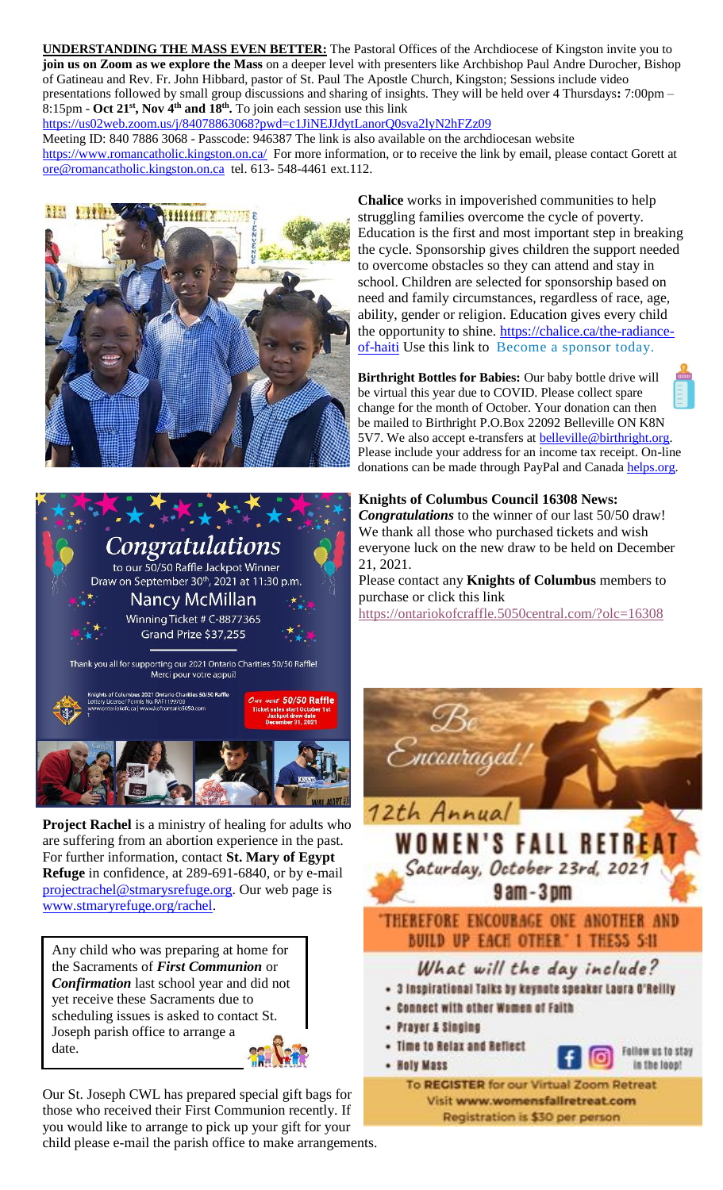**UNDERSTANDING THE MASS EVEN BETTER:** The Pastoral Offices of the Archdiocese of Kingston invite you to **join us on Zoom as we explore the Mass** on a deeper level with presenters like Archbishop Paul Andre Durocher, Bishop of Gatineau and Rev. Fr. John Hibbard, pastor of St. Paul The Apostle Church, Kingston; Sessions include video presentations followed by small group discussions and sharing of insights. They will be held over 4 Thursdays**:** 7:00pm – 8:15pm - **Oct 21st, Nov 4th and 18th.** To join each session use this link https://us02web.zoom.us/j/84078863068?pwd=c1JiNEJJdytLanorQ0sva2lyN2hFZz09 Meeting ID: 840 7886 3068 - Passcode: 946387 The link is also available on the archdiocesan website https://www.romancatholic.kingston.on.ca/ For more information, or to receive the link by email, please contact Gorett at ore@romancatholic.kingston.on.ca tel. 613- 548-4461 ext.112.

**Chalice** works in impoverished communities to help struggling families overcome the cycle of poverty. Education is the first and most important step in breaking the cycle. Sponsorship gives children the support needed to overcome obstacles so they can attend and stay in school. Children are selected for sponsorship based on need and family circumstances, regardless of race, age, ability, gender or religion. Education gives every child the opportunity to shine. https://chalice.ca/the-radiance-of-haiti Use this link to Become a sponsor today.

**Birthright Bottles for Babies:** Our baby bottle drive will be virtual this year due to COVID. Please collect spare change for the month of October. Your donation can then be mailed to Birthright P.O.Box 22092 Belleville ON K8N 5V7. We also accept e-transfers at belleville@birthright.org. Please include your address for an income tax receipt. On-line donations can be made through PayPal and Canada helps.org.

Congratulations to our 50/50 Raffle Jackpot Winner Draw on September 30th, 2021 at 11:30 p.m. Nancy McMillan Winning Ticket # C-8877365 Grand Prize $37,255

Thank you all for supporting our 2021 Ontario Charities 50/50 Raffle! Merci pour votre appui!

Our next 50/50 Raffle Ticket sales start October 1st Jackpot draw date December 31, 2021

**Knights of Columbus Council 16308 News:** ***Congratulations*** to the winner of our last 50/50 draw! We thank all those who purchased tickets and wish everyone luck on the new draw to be held on December 21, 2021.

Please contact any **Knights of Columbus** members to purchase or click this link https://ontariokofcraffle.5050central.com/?olc=16308

**Project Rachel** is a ministry of healing for adults who are suffering from an abortion experience in the past. For further information, contact **St. Mary of Egypt Refuge** in confidence, at 289-691-6840, or by e-mail projectrachel@stmarysrefuge.org. Our web page is www.stmaryrefuge.org/rachel.

Any child who was preparing at home for the Sacraments of ***First Communion*** or ***Confirmation*** last school year and did not yet receive these Sacraments due to scheduling issues is asked to contact St. Joseph parish office to arrange a date.

Our St. Joseph CWL has prepared special gift bags for those who received their First Communion recently. If you would like to arrange to pick up your gift for your child please e-mail the parish office to make arrangements.

*Be Encouraged!*

12th Annual **WOMEN'S FALL RETREAT**

Saturday, October 23rd, 2021
9am - 3pm

"THEREFORE ENCOURAGE ONE ANOTHER AND BUILD UP EACH OTHER." 1 THESS 5:11

*What will the day include?*

- 3 Inspirational Talks by keynote speaker Laura O'Reilly
- Connect with other Women of Faith
- Prayer & Singing
- Time to Relax and Reflect
- Holy Mass

Follow us to stay in the loop!

To **REGISTER** for our Virtual Zoom Retreat Visit www.womensfallretreat.com Registration is $30 per person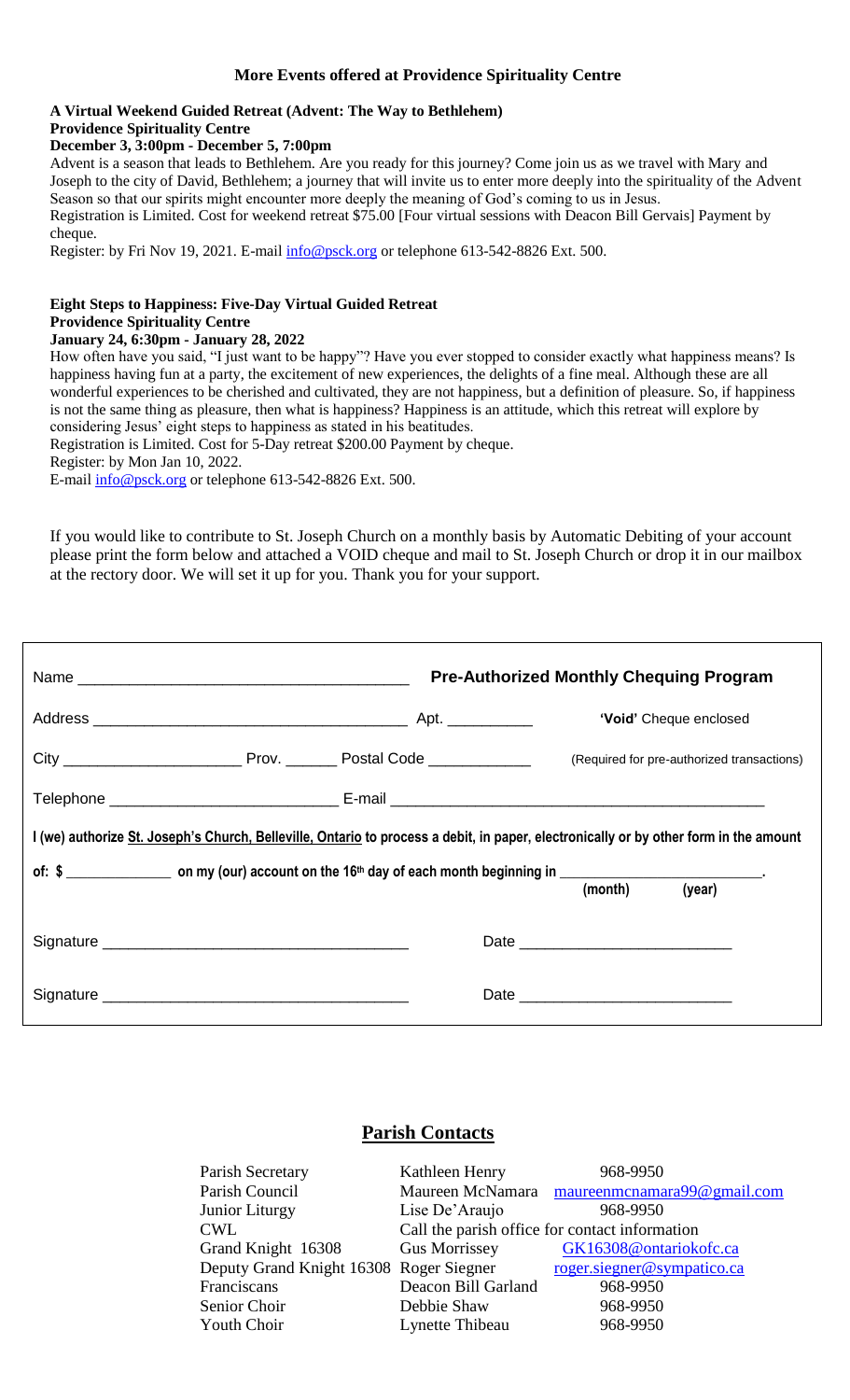## More Events offered at Providence Spirituality Centre

**A Virtual Weekend Guided Retreat (Advent: The Way to Bethlehem)**
**Providence Spirituality Centre**
**December 3, 3:00pm - December 5, 7:00pm**

Advent is a season that leads to Bethlehem. Are you ready for this journey? Come join us as we travel with Mary and Joseph to the city of David, Bethlehem; a journey that will invite us to enter more deeply into the spirituality of the Advent Season so that our spirits might encounter more deeply the meaning of God's coming to us in Jesus.

Registration is Limited. Cost for weekend retreat $75.00 [Four virtual sessions with Deacon Bill Gervais] Payment by cheque.

Register: by Fri Nov 19, 2021. E-mail info@psck.org or telephone 613-542-8826 Ext. 500.

**Eight Steps to Happiness: Five-Day Virtual Guided Retreat**
**Providence Spirituality Centre**
**January 24, 6:30pm - January 28, 2022**

How often have you said, "I just want to be happy"? Have you ever stopped to consider exactly what happiness means? Is happiness having fun at a party, the excitement of new experiences, the delights of a fine meal. Although these are all wonderful experiences to be cherished and cultivated, they are not happiness, but a definition of pleasure. So, if happiness is not the same thing as pleasure, then what is happiness? Happiness is an attitude, which this retreat will explore by considering Jesus' eight steps to happiness as stated in his beatitudes.

Registration is Limited. Cost for 5-Day retreat $200.00 Payment by cheque.

Register: by Mon Jan 10, 2022.

E-mail info@psck.org or telephone 613-542-8826 Ext. 500.

If you would like to contribute to St. Joseph Church on a monthly basis by Automatic Debiting of your account please print the form below and attached a VOID cheque and mail to St. Joseph Church or drop it in our mailbox at the rectory door. We will set it up for you. Thank you for your support.

---

Name ______________________________________ **Pre-Authorized Monthly Chequing Program**

Address ___________________________________ Apt. __________ **'Void'** Cheque enclosed

City ____________________ Prov. ______ Postal Code ___________ (Required for pre-authorized transactions)

Telephone __________________________ E-mail ___________________________________________

**I (we) authorize St. Joseph's Church, Belleville, Ontario to process a debit, in paper, electronically or by other form in the amount of: $ _____________ on my (our) account on the 16th day of each month beginning in _________________________.**
**(month) (year)**

Signature __________________________________ Date ________________________

Signature __________________________________ Date ________________________

---

## Parish Contacts

| | | |
|---|---|---|
| Parish Secretary | Kathleen Henry | 968-9950 |
| Parish Council | Maureen McNamara | maureenmcnamara99@gmail.com |
| Junior Liturgy | Lise De'Araujo | 968-9950 |
| CWL | Call the parish office for contact information | |
| Grand Knight 16308 | Gus Morrissey | GK16308@ontariokofc.ca |
| Deputy Grand Knight 16308 | Roger Siegner | roger.siegner@sympatico.ca |
| Franciscans | Deacon Bill Garland | 968-9950 |
| Senior Choir | Debbie Shaw | 968-9950 |
| Youth Choir | Lynette Thibeau | 968-9950 |